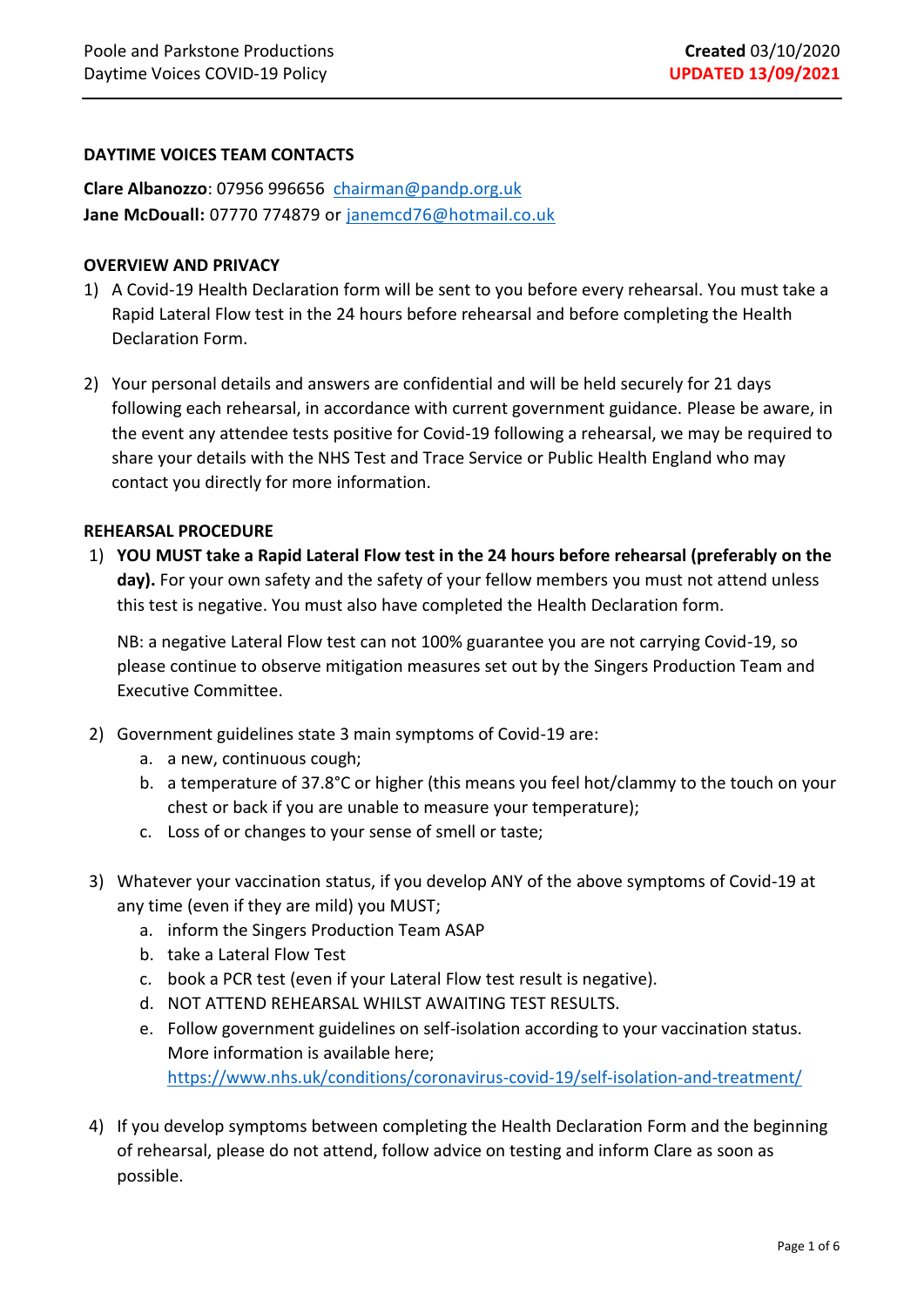**DAYTIME VOICES TEAM CONTACTS**

**Clare Albanozzo**: 07956 996656 chairman@pandp.org.uk
**Jane McDouall:** 07770 774879 or janemcd76@hotmail.co.uk

**OVERVIEW AND PRIVACY**

1) A Covid-19 Health Declaration form will be sent to you before every rehearsal. You must take a Rapid Lateral Flow test in the 24 hours before rehearsal and before completing the Health Declaration Form.

2) Your personal details and answers are confidential and will be held securely for 21 days following each rehearsal, in accordance with current government guidance. Please be aware, in the event any attendee tests positive for Covid-19 following a rehearsal, we may be required to share your details with the NHS Test and Trace Service or Public Health England who may contact you directly for more information.

**REHEARSAL PROCEDURE**

1) **YOU MUST take a Rapid Lateral Flow test in the 24 hours before rehearsal (preferably on the day).** For your own safety and the safety of your fellow members you must not attend unless this test is negative. You must also have completed the Health Declaration form.

   NB: a negative Lateral Flow test can not 100% guarantee you are not carrying Covid-19, so please continue to observe mitigation measures set out by the Singers Production Team and Executive Committee.

2) Government guidelines state 3 main symptoms of Covid-19 are:
   a. a new, continuous cough;
   b. a temperature of 37.8°C or higher (this means you feel hot/clammy to the touch on your chest or back if you are unable to measure your temperature);
   c. Loss of or changes to your sense of smell or taste;

3) Whatever your vaccination status, if you develop ANY of the above symptoms of Covid-19 at any time (even if they are mild) you MUST;
   a. inform the Singers Production Team ASAP
   b. take a Lateral Flow Test
   c. book a PCR test (even if your Lateral Flow test result is negative).
   d. NOT ATTEND REHEARSAL WHILST AWAITING TEST RESULTS.
   e. Follow government guidelines on self-isolation according to your vaccination status. More information is available here; https://www.nhs.uk/conditions/coronavirus-covid-19/self-isolation-and-treatment/

4) If you develop symptoms between completing the Health Declaration Form and the beginning of rehearsal, please do not attend, follow advice on testing and inform Clare as soon as possible.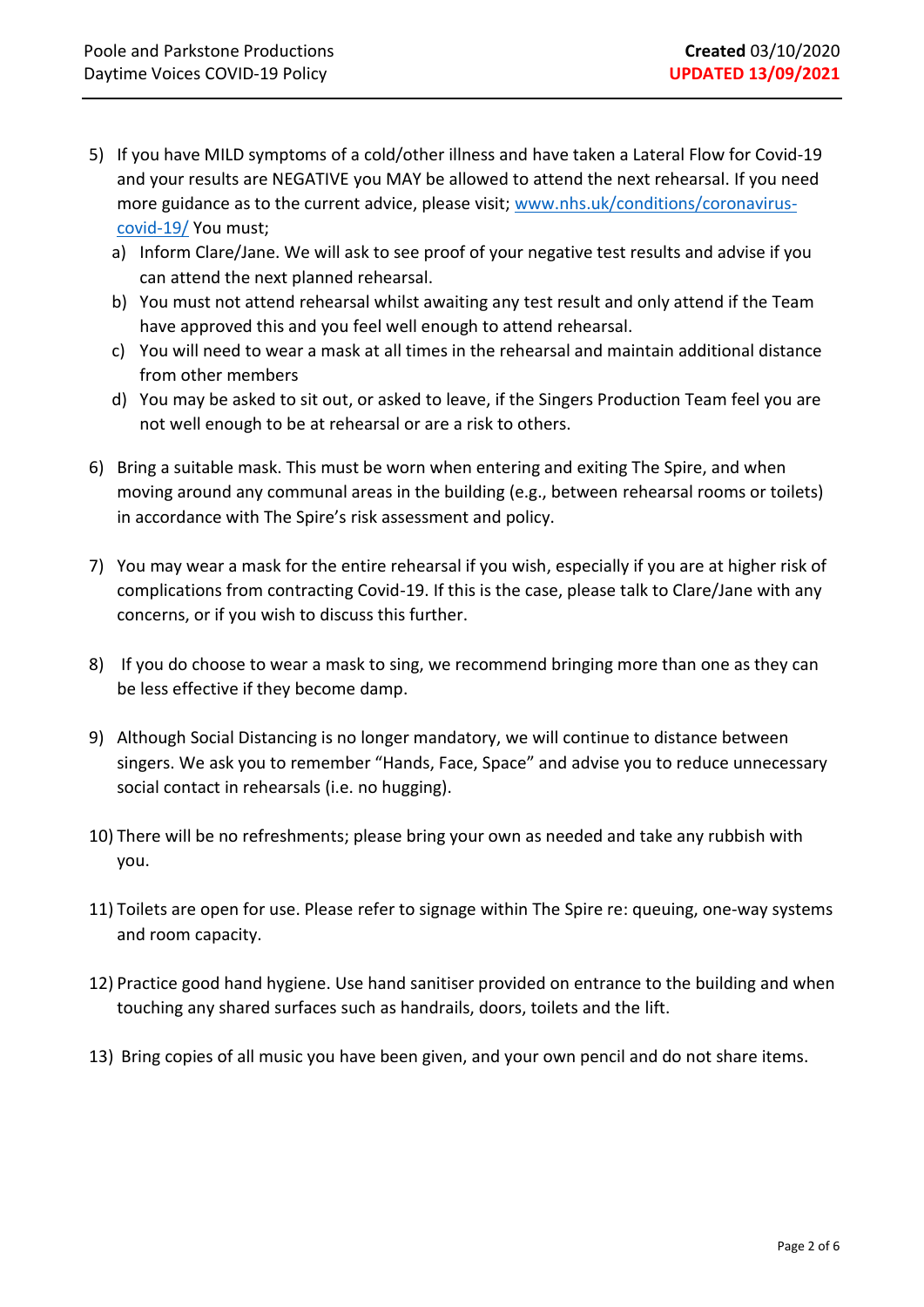5) If you have MILD symptoms of a cold/other illness and have taken a Lateral Flow for Covid-19 and your results are NEGATIVE you MAY be allowed to attend the next rehearsal. If you need more guidance as to the current advice, please visit; [www.nhs.uk/conditions/coronavirus-covid-19/](www.nhs.uk/conditions/coronavirus-covid-19/) You must;
   a) Inform Clare/Jane. We will ask to see proof of your negative test results and advise if you can attend the next planned rehearsal.
   b) You must not attend rehearsal whilst awaiting any test result and only attend if the Team have approved this and you feel well enough to attend rehearsal.
   c) You will need to wear a mask at all times in the rehearsal and maintain additional distance from other members
   d) You may be asked to sit out, or asked to leave, if the Singers Production Team feel you are not well enough to be at rehearsal or are a risk to others.

6) Bring a suitable mask. This must be worn when entering and exiting The Spire, and when moving around any communal areas in the building (e.g., between rehearsal rooms or toilets) in accordance with The Spire's risk assessment and policy.

7) You may wear a mask for the entire rehearsal if you wish, especially if you are at higher risk of complications from contracting Covid-19. If this is the case, please talk to Clare/Jane with any concerns, or if you wish to discuss this further.

8) If you do choose to wear a mask to sing, we recommend bringing more than one as they can be less effective if they become damp.

9) Although Social Distancing is no longer mandatory, we will continue to distance between singers. We ask you to remember "Hands, Face, Space" and advise you to reduce unnecessary social contact in rehearsals (i.e. no hugging).

10) There will be no refreshments; please bring your own as needed and take any rubbish with you.

11) Toilets are open for use. Please refer to signage within The Spire re: queuing, one-way systems and room capacity.

12) Practice good hand hygiene. Use hand sanitiser provided on entrance to the building and when touching any shared surfaces such as handrails, doors, toilets and the lift.

13) Bring copies of all music you have been given, and your own pencil and do not share items.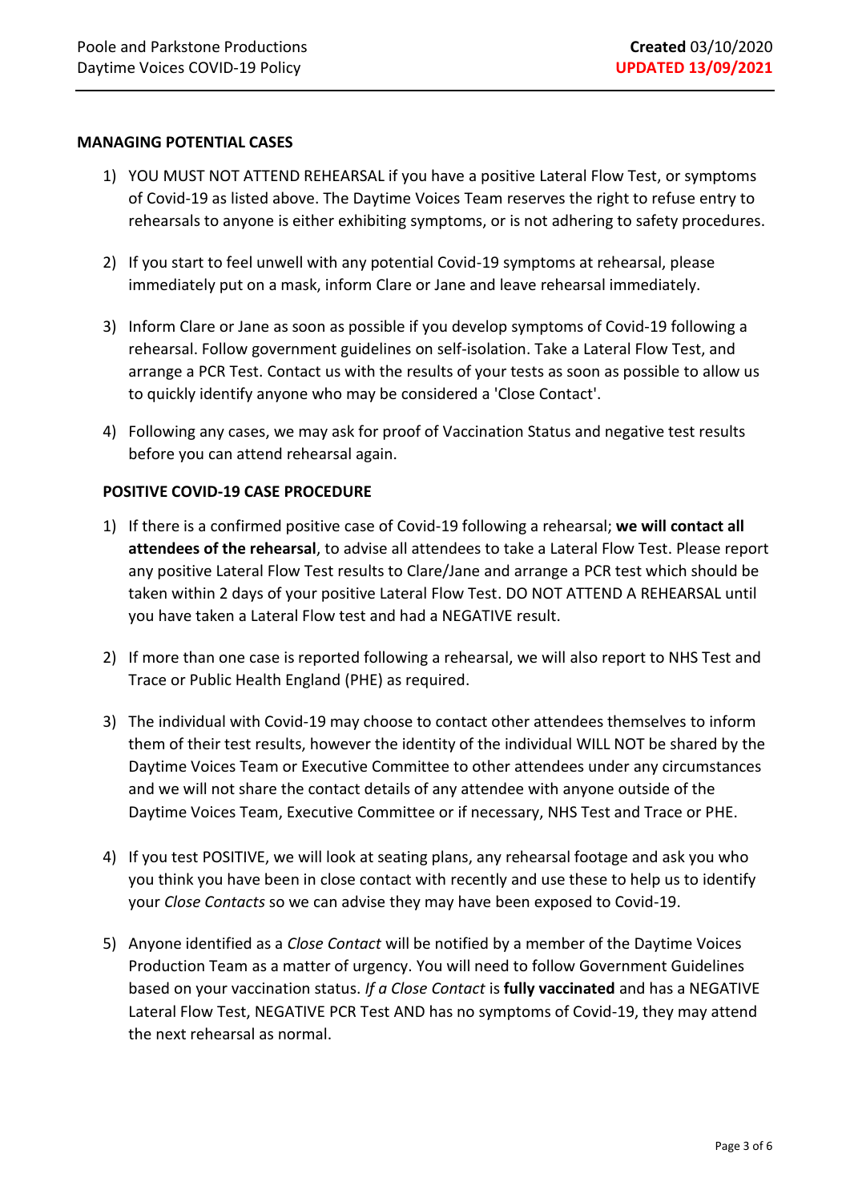## MANAGING POTENTIAL CASES

1) YOU MUST NOT ATTEND REHEARSAL if you have a positive Lateral Flow Test, or symptoms of Covid-19 as listed above. The Daytime Voices Team reserves the right to refuse entry to rehearsals to anyone is either exhibiting symptoms, or is not adhering to safety procedures.

2) If you start to feel unwell with any potential Covid-19 symptoms at rehearsal, please immediately put on a mask, inform Clare or Jane and leave rehearsal immediately.

3) Inform Clare or Jane as soon as possible if you develop symptoms of Covid-19 following a rehearsal. Follow government guidelines on self-isolation. Take a Lateral Flow Test, and arrange a PCR Test. Contact us with the results of your tests as soon as possible to allow us to quickly identify anyone who may be considered a 'Close Contact'.

4) Following any cases, we may ask for proof of Vaccination Status and negative test results before you can attend rehearsal again.

## POSITIVE COVID-19 CASE PROCEDURE

1) If there is a confirmed positive case of Covid-19 following a rehearsal; **we will contact all attendees of the rehearsal**, to advise all attendees to take a Lateral Flow Test. Please report any positive Lateral Flow Test results to Clare/Jane and arrange a PCR test which should be taken within 2 days of your positive Lateral Flow Test. DO NOT ATTEND A REHEARSAL until you have taken a Lateral Flow test and had a NEGATIVE result.

2) If more than one case is reported following a rehearsal, we will also report to NHS Test and Trace or Public Health England (PHE) as required.

3) The individual with Covid-19 may choose to contact other attendees themselves to inform them of their test results, however the identity of the individual WILL NOT be shared by the Daytime Voices Team or Executive Committee to other attendees under any circumstances and we will not share the contact details of any attendee with anyone outside of the Daytime Voices Team, Executive Committee or if necessary, NHS Test and Trace or PHE.

4) If you test POSITIVE, we will look at seating plans, any rehearsal footage and ask you who you think you have been in close contact with recently and use these to help us to identify your *Close Contacts* so we can advise they may have been exposed to Covid-19.

5) Anyone identified as a *Close Contact* will be notified by a member of the Daytime Voices Production Team as a matter of urgency. You will need to follow Government Guidelines based on your vaccination status. *If a Close Contact* is **fully vaccinated** and has a NEGATIVE Lateral Flow Test, NEGATIVE PCR Test AND has no symptoms of Covid-19, they may attend the next rehearsal as normal.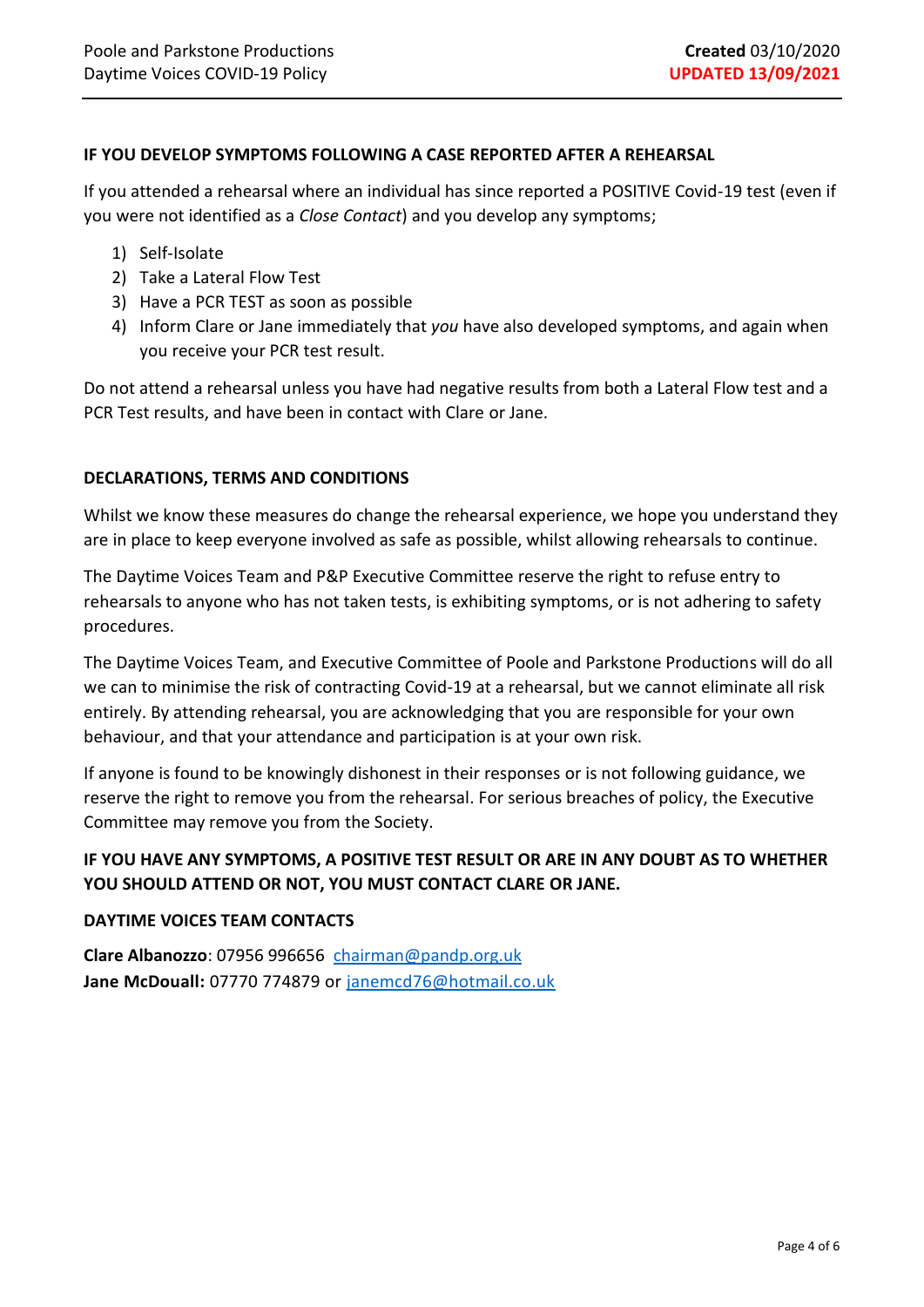### IF YOU DEVELOP SYMPTOMS FOLLOWING A CASE REPORTED AFTER A REHEARSAL

If you attended a rehearsal where an individual has since reported a POSITIVE Covid-19 test (even if you were not identified as a *Close Contact*) and you develop any symptoms;

1) Self-Isolate
2) Take a Lateral Flow Test
3) Have a PCR TEST as soon as possible
4) Inform Clare or Jane immediately that *you* have also developed symptoms, and again when you receive your PCR test result.

Do not attend a rehearsal unless you have had negative results from both a Lateral Flow test and a PCR Test results, and have been in contact with Clare or Jane.

### DECLARATIONS, TERMS AND CONDITIONS

Whilst we know these measures do change the rehearsal experience, we hope you understand they are in place to keep everyone involved as safe as possible, whilst allowing rehearsals to continue.

The Daytime Voices Team and P&P Executive Committee reserve the right to refuse entry to rehearsals to anyone who has not taken tests, is exhibiting symptoms, or is not adhering to safety procedures.

The Daytime Voices Team, and Executive Committee of Poole and Parkstone Productions will do all we can to minimise the risk of contracting Covid-19 at a rehearsal, but we cannot eliminate all risk entirely. By attending rehearsal, you are acknowledging that you are responsible for your own behaviour, and that your attendance and participation is at your own risk.

If anyone is found to be knowingly dishonest in their responses or is not following guidance, we reserve the right to remove you from the rehearsal. For serious breaches of policy, the Executive Committee may remove you from the Society.

**IF YOU HAVE ANY SYMPTOMS, A POSITIVE TEST RESULT OR ARE IN ANY DOUBT AS TO WHETHER YOU SHOULD ATTEND OR NOT, YOU MUST CONTACT CLARE OR JANE.**

### DAYTIME VOICES TEAM CONTACTS

**Clare Albanozzo**: 07956 996656 chairman@pandp.org.uk
**Jane McDouall:** 07770 774879 or janemcd76@hotmail.co.uk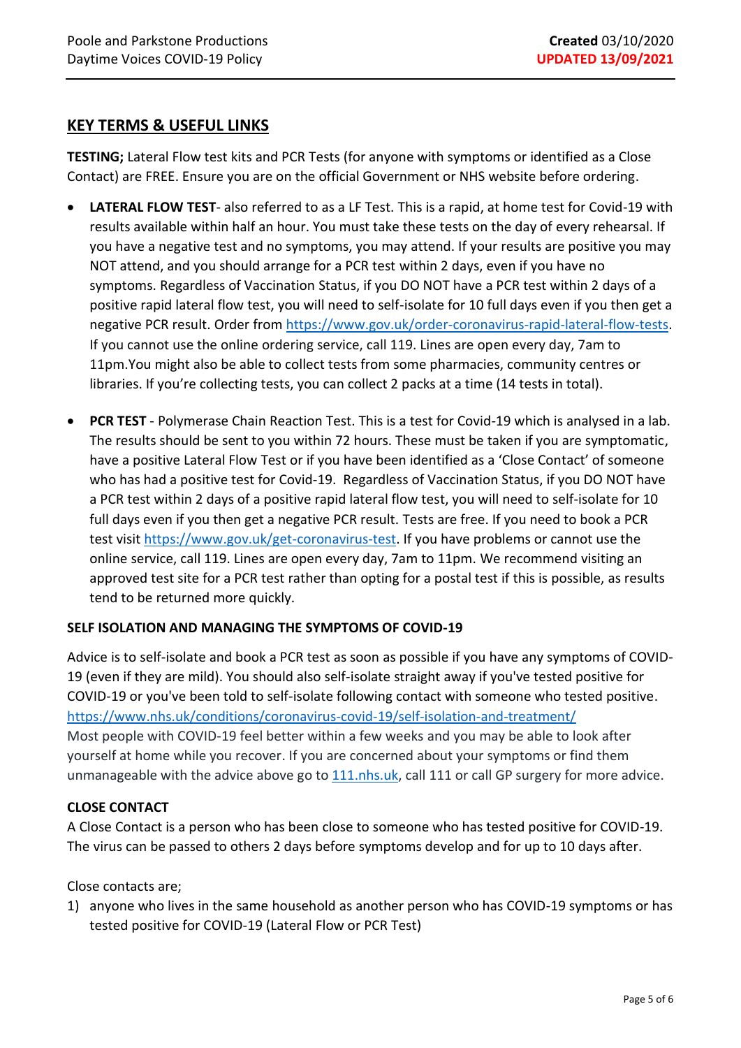## KEY TERMS & USEFUL LINKS

**TESTING;** Lateral Flow test kits and PCR Tests (for anyone with symptoms or identified as a Close Contact) are FREE. Ensure you are on the official Government or NHS website before ordering.

- **LATERAL FLOW TEST**- also referred to as a LF Test. This is a rapid, at home test for Covid-19 with results available within half an hour. You must take these tests on the day of every rehearsal. If you have a negative test and no symptoms, you may attend. If your results are positive you may NOT attend, and you should arrange for a PCR test within 2 days, even if you have no symptoms. Regardless of Vaccination Status, if you DO NOT have a PCR test within 2 days of a positive rapid lateral flow test, you will need to self-isolate for 10 full days even if you then get a negative PCR result. Order from https://www.gov.uk/order-coronavirus-rapid-lateral-flow-tests. If you cannot use the online ordering service, call 119. Lines are open every day, 7am to 11pm.You might also be able to collect tests from some pharmacies, community centres or libraries. If you're collecting tests, you can collect 2 packs at a time (14 tests in total).

- **PCR TEST** - Polymerase Chain Reaction Test. This is a test for Covid-19 which is analysed in a lab. The results should be sent to you within 72 hours. These must be taken if you are symptomatic, have a positive Lateral Flow Test or if you have been identified as a 'Close Contact' of someone who has had a positive test for Covid-19. Regardless of Vaccination Status, if you DO NOT have a PCR test within 2 days of a positive rapid lateral flow test, you will need to self-isolate for 10 full days even if you then get a negative PCR result. Tests are free. If you need to book a PCR test visit https://www.gov.uk/get-coronavirus-test. If you have problems or cannot use the online service, call 119. Lines are open every day, 7am to 11pm. We recommend visiting an approved test site for a PCR test rather than opting for a postal test if this is possible, as results tend to be returned more quickly.

### SELF ISOLATION AND MANAGING THE SYMPTOMS OF COVID-19

Advice is to self-isolate and book a PCR test as soon as possible if you have any symptoms of COVID-19 (even if they are mild). You should also self-isolate straight away if you've tested positive for COVID-19 or you've been told to self-isolate following contact with someone who tested positive.
https://www.nhs.uk/conditions/coronavirus-covid-19/self-isolation-and-treatment/
Most people with COVID-19 feel better within a few weeks and you may be able to look after yourself at home while you recover. If you are concerned about your symptoms or find them unmanageable with the advice above go to 111.nhs.uk, call 111 or call GP surgery for more advice.

### CLOSE CONTACT

A Close Contact is a person who has been close to someone who has tested positive for COVID-19. The virus can be passed to others 2 days before symptoms develop and for up to 10 days after.

Close contacts are;

1) anyone who lives in the same household as another person who has COVID-19 symptoms or has tested positive for COVID-19 (Lateral Flow or PCR Test)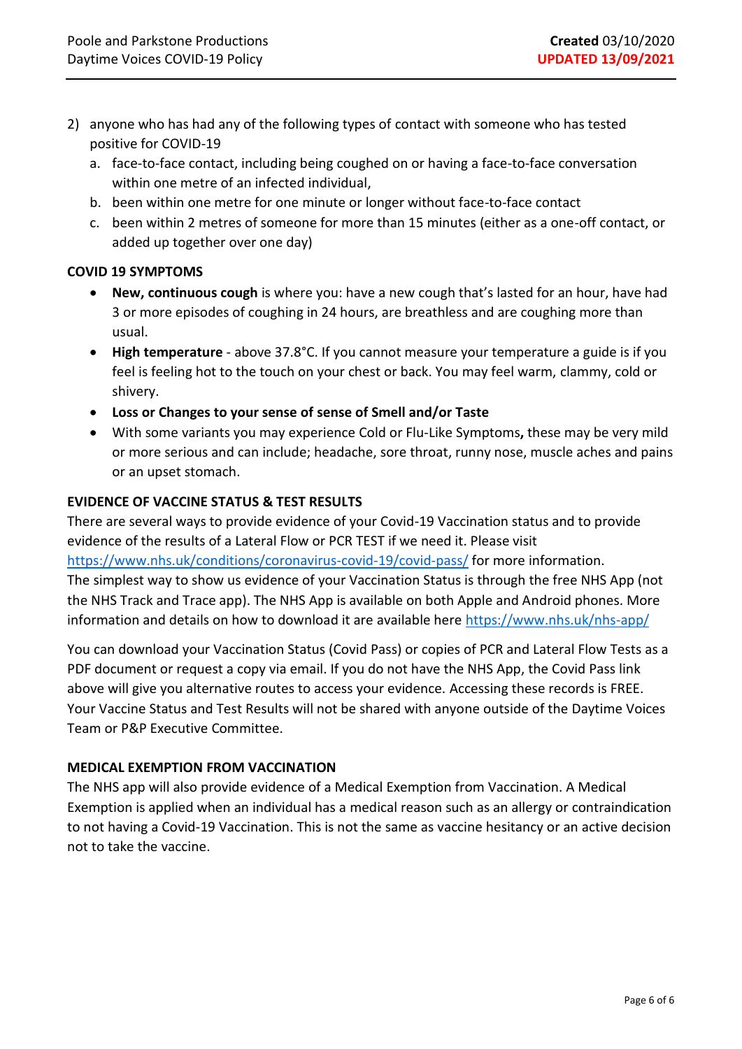2) anyone who has had any of the following types of contact with someone who has tested positive for COVID-19
   a. face-to-face contact, including being coughed on or having a face-to-face conversation within one metre of an infected individual,
   b. been within one metre for one minute or longer without face-to-face contact
   c. been within 2 metres of someone for more than 15 minutes (either as a one-off contact, or added up together over one day)

**COVID 19 SYMPTOMS**

- **New, continuous cough** is where you: have a new cough that's lasted for an hour, have had 3 or more episodes of coughing in 24 hours, are breathless and are coughing more than usual.
- **High temperature** - above 37.8°C. If you cannot measure your temperature a guide is if you feel is feeling hot to the touch on your chest or back. You may feel warm, clammy, cold or shivery.
- **Loss or Changes to your sense of sense of Smell and/or Taste**
- With some variants you may experience Cold or Flu-Like Symptoms**,** these may be very mild or more serious and can include; headache, sore throat, runny nose, muscle aches and pains or an upset stomach.

**EVIDENCE OF VACCINE STATUS & TEST RESULTS**

There are several ways to provide evidence of your Covid-19 Vaccination status and to provide evidence of the results of a Lateral Flow or PCR TEST if we need it. Please visit https://www.nhs.uk/conditions/coronavirus-covid-19/covid-pass/ for more information. The simplest way to show us evidence of your Vaccination Status is through the free NHS App (not the NHS Track and Trace app). The NHS App is available on both Apple and Android phones. More information and details on how to download it are available here https://www.nhs.uk/nhs-app/

You can download your Vaccination Status (Covid Pass) or copies of PCR and Lateral Flow Tests as a PDF document or request a copy via email. If you do not have the NHS App, the Covid Pass link above will give you alternative routes to access your evidence. Accessing these records is FREE. Your Vaccine Status and Test Results will not be shared with anyone outside of the Daytime Voices Team or P&P Executive Committee.

**MEDICAL EXEMPTION FROM VACCINATION**

The NHS app will also provide evidence of a Medical Exemption from Vaccination. A Medical Exemption is applied when an individual has a medical reason such as an allergy or contraindication to not having a Covid-19 Vaccination. This is not the same as vaccine hesitancy or an active decision not to take the vaccine.